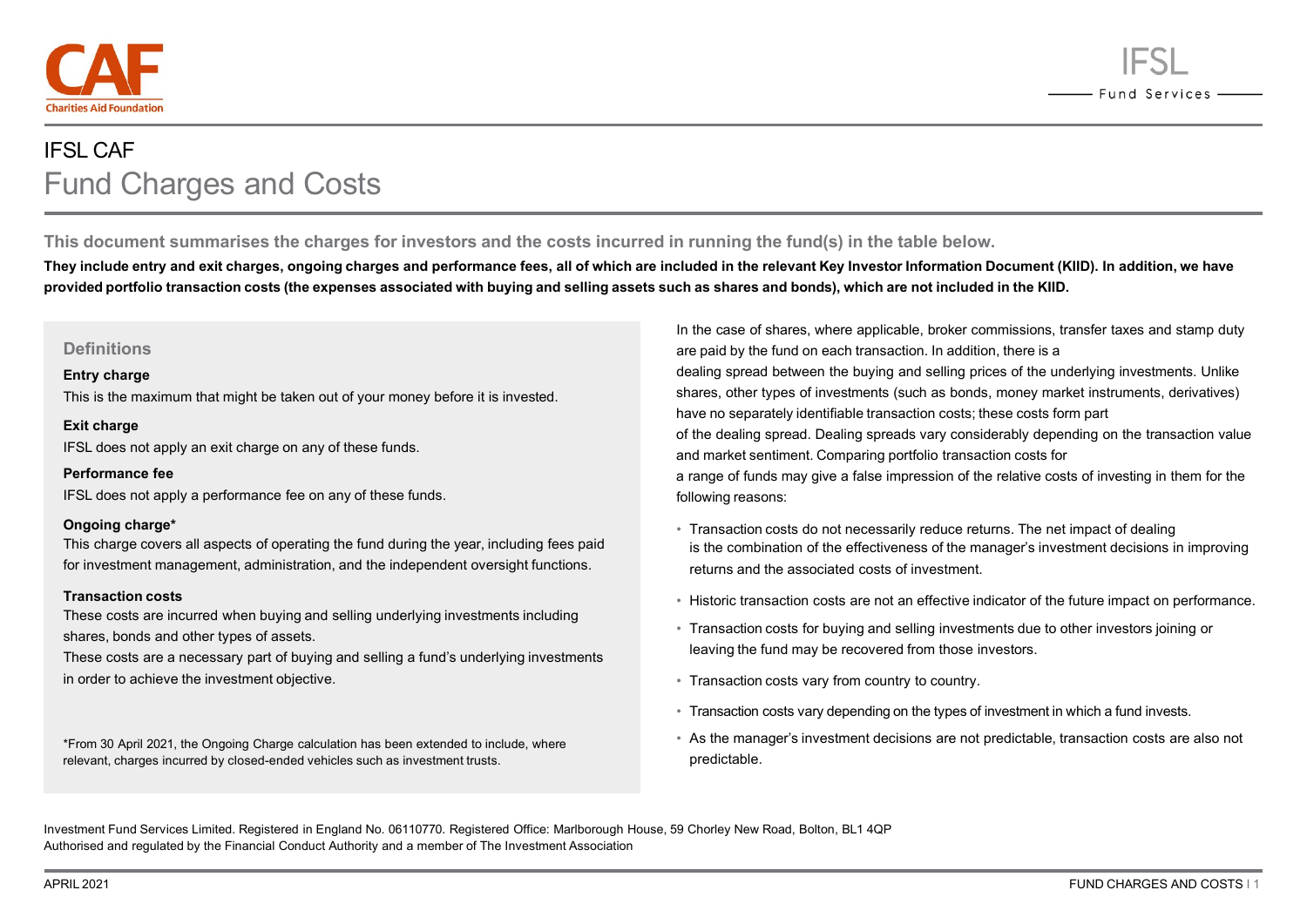# IFSL CAF

## Fund Charges and Costs

**This document summarises the charges for investors and the costs incurred in running the fund(s) in the table below.**

**They include entry and exit charges, ongoing charges and performance fees, all of which are included in the relevant Key Investor Information Document (KIID). In addition, we have provided portfolio transaction costs (the expenses associated with buying and selling assets such as shares and bonds), which are not included in the KIID.**

### Definitions

**Entry charge**

This is the maximum that might be taken out of your money before it is invested.

**Exit charge**

IFSL does not apply an exit charge on any of these funds.

**Performance fee**

IFSL does not apply a performance fee on any of these funds.

**Ongoing charge***

This charge covers all aspects of operating the fund during the year, including fees paid for investment management, administration, and the independent oversight functions.

**Transaction costs**

These costs are incurred when buying and selling underlying investments including shares, bonds and other types of assets.

These costs are a necessary part of buying and selling a fund's underlying investments in order to achieve the investment objective.

*From 30 April 2021, the Ongoing Charge calculation has been extended to include, where relevant, charges incurred by closed-ended vehicles such as investment trusts.

In the case of shares, where applicable, broker commissions, transfer taxes and stamp duty are paid by the fund on each transaction. In addition, there is a dealing spread between the buying and selling prices of the underlying investments. Unlike shares, other types of investments (such as bonds, money market instruments, derivatives) have no separately identifiable transaction costs; these costs form part of the dealing spread. Dealing spreads vary considerably depending on the transaction value and market sentiment. Comparing portfolio transaction costs for a range of funds may give a false impression of the relative costs of investing in them for the following reasons:

- Transaction costs do not necessarily reduce returns. The net impact of dealing is the combination of the effectiveness of the manager's investment decisions in improving returns and the associated costs of investment.
- Historic transaction costs are not an effective indicator of the future impact on performance.
- Transaction costs for buying and selling investments due to other investors joining or leaving the fund may be recovered from those investors.
- Transaction costs vary from country to country.
- Transaction costs vary depending on the types of investment in which a fund invests.
- As the manager's investment decisions are not predictable, transaction costs are also not predictable.

Investment Fund Services Limited. Registered in England No. 06110770. Registered Office: Marlborough House, 59 Chorley New Road, Bolton, BL1 4QP
Authorised and regulated by the Financial Conduct Authority and a member of The Investment Association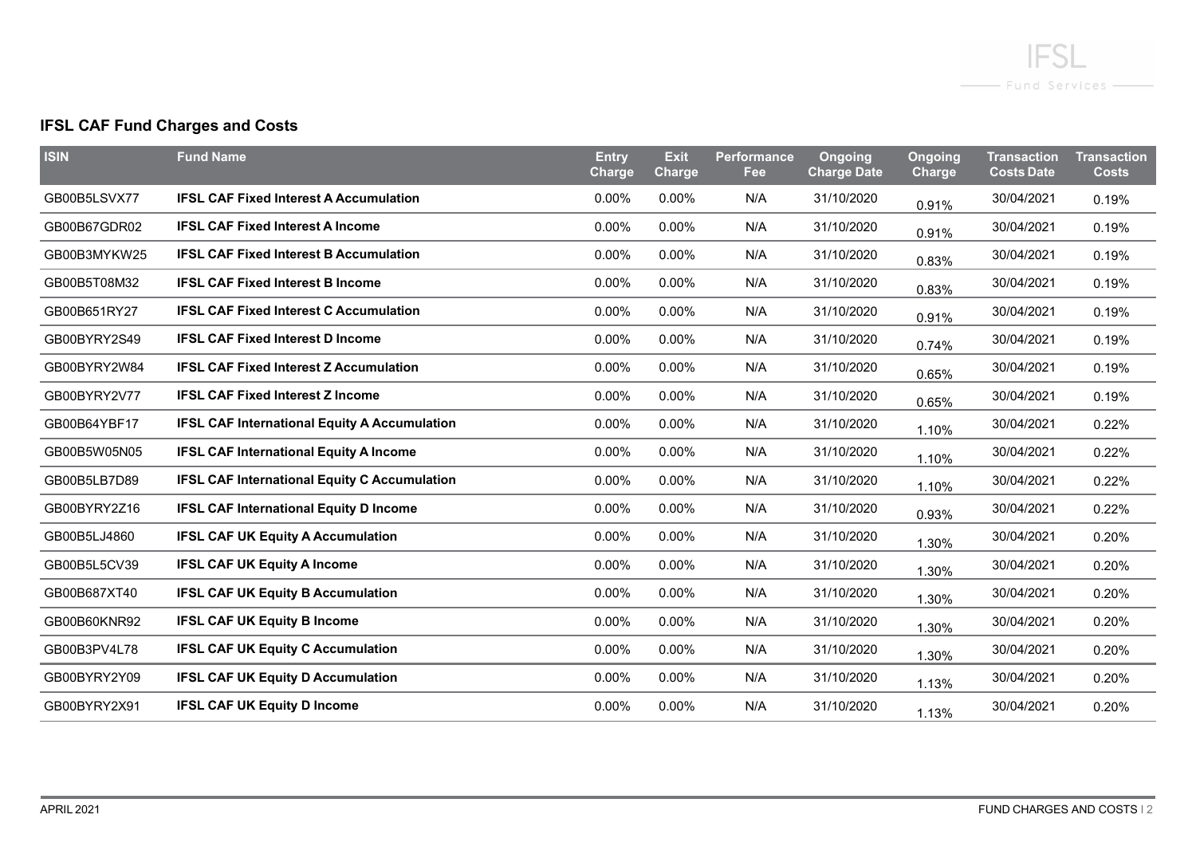## IFSL CAF Fund Charges and Costs

| ISIN | Fund Name | Entry Charge | Exit Charge | Performance Fee | Ongoing Charge Date | Ongoing Charge | Transaction Costs Date | Transaction Costs |
|---|---|---|---|---|---|---|---|---|
| GB00B5LSVX77 | **IFSL CAF Fixed Interest A Accumulation** | 0.00% | 0.00% | N/A | 31/10/2020 | 0.91% | 30/04/2021 | 0.19% |
| GB00B67GDR02 | **IFSL CAF Fixed Interest A Income** | 0.00% | 0.00% | N/A | 31/10/2020 | 0.91% | 30/04/2021 | 0.19% |
| GB00B3MYKW25 | **IFSL CAF Fixed Interest B Accumulation** | 0.00% | 0.00% | N/A | 31/10/2020 | 0.83% | 30/04/2021 | 0.19% |
| GB00B5T08M32 | **IFSL CAF Fixed Interest B Income** | 0.00% | 0.00% | N/A | 31/10/2020 | 0.83% | 30/04/2021 | 0.19% |
| GB00B651RY27 | **IFSL CAF Fixed Interest C Accumulation** | 0.00% | 0.00% | N/A | 31/10/2020 | 0.91% | 30/04/2021 | 0.19% |
| GB00BYRY2S49 | **IFSL CAF Fixed Interest D Income** | 0.00% | 0.00% | N/A | 31/10/2020 | 0.74% | 30/04/2021 | 0.19% |
| GB00BYRY2W84 | **IFSL CAF Fixed Interest Z Accumulation** | 0.00% | 0.00% | N/A | 31/10/2020 | 0.65% | 30/04/2021 | 0.19% |
| GB00BYRY2V77 | **IFSL CAF Fixed Interest Z Income** | 0.00% | 0.00% | N/A | 31/10/2020 | 0.65% | 30/04/2021 | 0.19% |
| GB00B64YBF17 | **IFSL CAF International Equity A Accumulation** | 0.00% | 0.00% | N/A | 31/10/2020 | 1.10% | 30/04/2021 | 0.22% |
| GB00B5W05N05 | **IFSL CAF International Equity A Income** | 0.00% | 0.00% | N/A | 31/10/2020 | 1.10% | 30/04/2021 | 0.22% |
| GB00B5LB7D89 | **IFSL CAF International Equity C Accumulation** | 0.00% | 0.00% | N/A | 31/10/2020 | 1.10% | 30/04/2021 | 0.22% |
| GB00BYRY2Z16 | **IFSL CAF International Equity D Income** | 0.00% | 0.00% | N/A | 31/10/2020 | 0.93% | 30/04/2021 | 0.22% |
| GB00B5LJ4860 | **IFSL CAF UK Equity A Accumulation** | 0.00% | 0.00% | N/A | 31/10/2020 | 1.30% | 30/04/2021 | 0.20% |
| GB00B5L5CV39 | **IFSL CAF UK Equity A Income** | 0.00% | 0.00% | N/A | 31/10/2020 | 1.30% | 30/04/2021 | 0.20% |
| GB00B687XT40 | **IFSL CAF UK Equity B Accumulation** | 0.00% | 0.00% | N/A | 31/10/2020 | 1.30% | 30/04/2021 | 0.20% |
| GB00B60KNR92 | **IFSL CAF UK Equity B Income** | 0.00% | 0.00% | N/A | 31/10/2020 | 1.30% | 30/04/2021 | 0.20% |
| GB00B3PV4L78 | **IFSL CAF UK Equity C Accumulation** | 0.00% | 0.00% | N/A | 31/10/2020 | 1.30% | 30/04/2021 | 0.20% |
| GB00BYRY2Y09 | **IFSL CAF UK Equity D Accumulation** | 0.00% | 0.00% | N/A | 31/10/2020 | 1.13% | 30/04/2021 | 0.20% |
| GB00BYRY2X91 | **IFSL CAF UK Equity D Income** | 0.00% | 0.00% | N/A | 31/10/2020 | 1.13% | 30/04/2021 | 0.20% |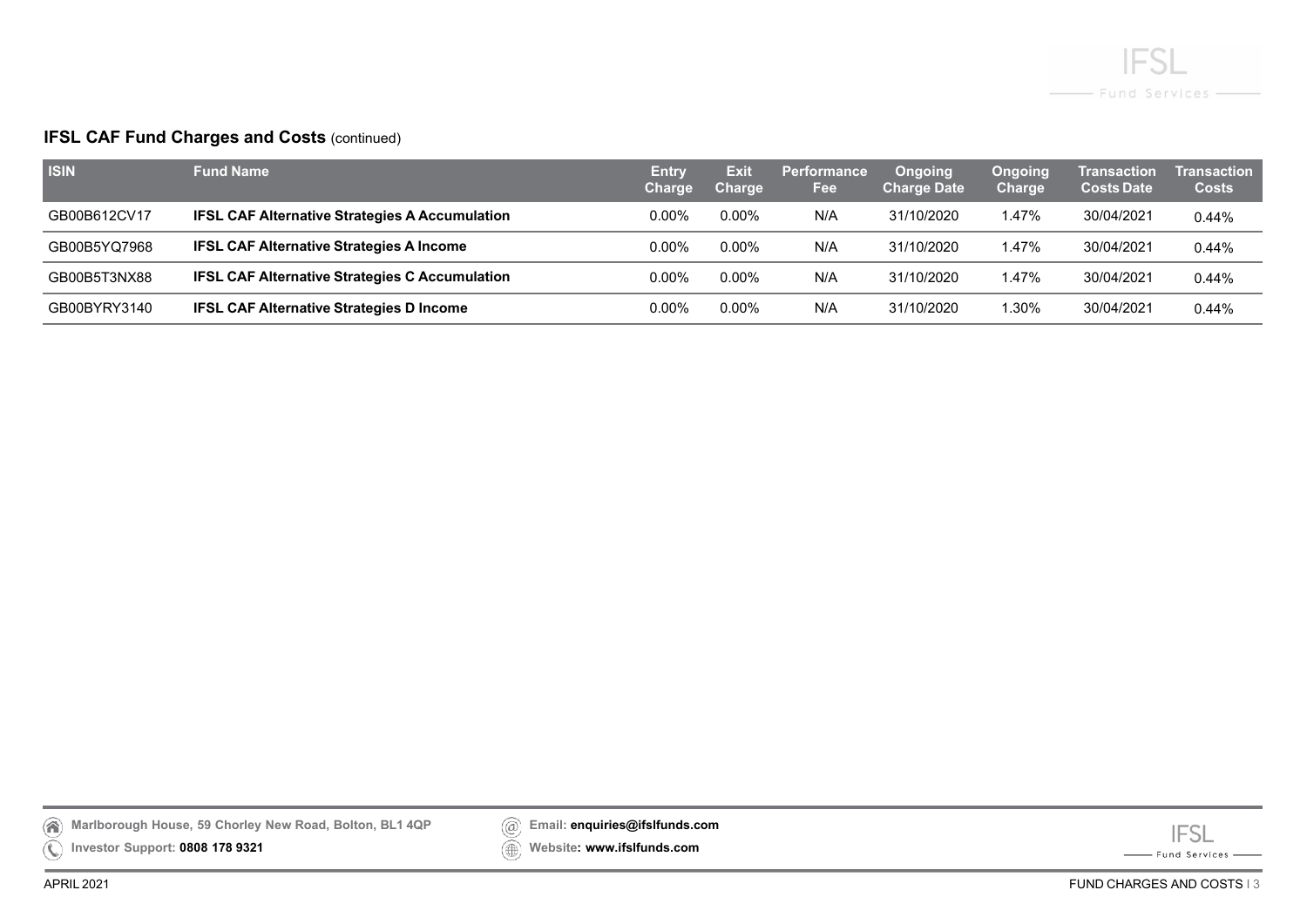**IFSL CAF Fund Charges and Costs** (continued)

| ISIN | Fund Name | Entry Charge | Exit Charge | Performance Fee | Ongoing Charge Date | Ongoing Charge | Transaction Costs Date | Transaction Costs |
|---|---|---|---|---|---|---|---|---|
| GB00B612CV17 | **IFSL CAF Alternative Strategies A Accumulation** | 0.00% | 0.00% | N/A | 31/10/2020 | 1.47% | 30/04/2021 | 0.44% |
| GB00B5YQ7968 | **IFSL CAF Alternative Strategies A Income** | 0.00% | 0.00% | N/A | 31/10/2020 | 1.47% | 30/04/2021 | 0.44% |
| GB00B5T3NX88 | **IFSL CAF Alternative Strategies C Accumulation** | 0.00% | 0.00% | N/A | 31/10/2020 | 1.47% | 30/04/2021 | 0.44% |
| GB00BYRY3140 | **IFSL CAF Alternative Strategies D Income** | 0.00% | 0.00% | N/A | 31/10/2020 | 1.30% | 30/04/2021 | 0.44% |

**Marlborough House, 59 Chorley New Road, Bolton, BL1 4QP**

**Investor Support: 0808 178 9321**

**Email: enquiries@ifslfunds.com**

**Website: www.ifslfunds.com**